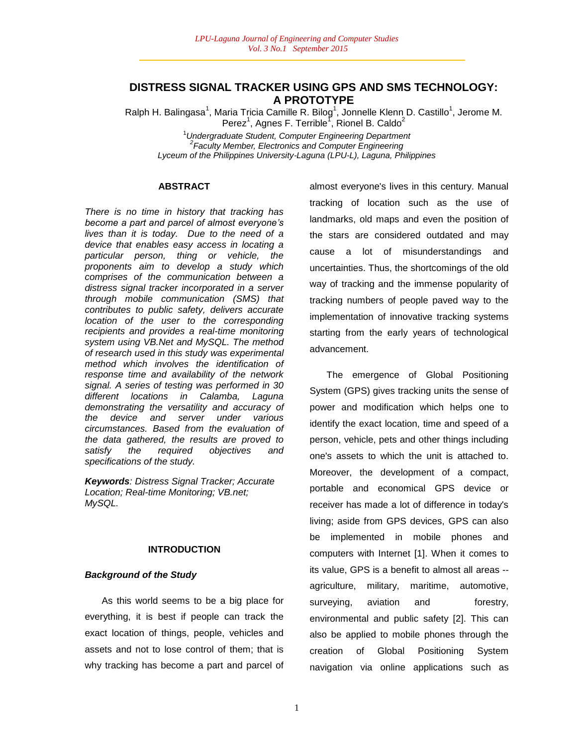# DISTRESS SIGNAL TRACKER USING GPS AND SMS TECHNOLOGY: A PROTOTYPE

Ralph H. Balingasa[1], Maria Tricia Camille R. Bilog[1], Jonnelle Klenn D. Castillo[1], Jerome M. Perez[1], Agnes F. Terrible[1], Rionel B. Caldo[2]

[1]*Undergraduate Student, Computer Engineering Department*
[2]*Faculty Member, Electronics and Computer Engineering*
*Lyceum of the Philippines University-Laguna (LPU-L), Laguna, Philippines*

## ABSTRACT

*There is no time in history that tracking has become a part and parcel of almost everyone's lives than it is today. Due to the need of a device that enables easy access in locating a particular person, thing or vehicle, the proponents aim to develop a study which comprises of the communication between a distress signal tracker incorporated in a server through mobile communication (SMS) that contributes to public safety, delivers accurate location of the user to the corresponding recipients and provides a real-time monitoring system using VB.Net and MySQL. The method of research used in this study was experimental method which involves the identification of response time and availability of the network signal. A series of testing was performed in 30 different locations in Calamba, Laguna demonstrating the versatility and accuracy of the device and server under various circumstances. Based from the evaluation of the data gathered, the results are proved to satisfy the required objectives and specifications of the study.*

***Keywords**: Distress Signal Tracker; Accurate Location; Real-time Monitoring; VB.net; MySQL.*

## INTRODUCTION

### *Background of the Study*

As this world seems to be a big place for everything, it is best if people can track the exact location of things, people, vehicles and assets and not to lose control of them; that is why tracking has become a part and parcel of almost everyone's lives in this century. Manual tracking of location such as the use of landmarks, old maps and even the position of the stars are considered outdated and may cause a lot of misunderstandings and uncertainties. Thus, the shortcomings of the old way of tracking and the immense popularity of tracking numbers of people paved way to the implementation of innovative tracking systems starting from the early years of technological advancement.

The emergence of Global Positioning System (GPS) gives tracking units the sense of power and modification which helps one to identify the exact location, time and speed of a person, vehicle, pets and other things including one's assets to which the unit is attached to. Moreover, the development of a compact, portable and economical GPS device or receiver has made a lot of difference in today's living; aside from GPS devices, GPS can also be implemented in mobile phones and computers with Internet [1]. When it comes to its value, GPS is a benefit to almost all areas -- agriculture, military, maritime, automotive, surveying, aviation and forestry, environmental and public safety [2]. This can also be applied to mobile phones through the creation of Global Positioning System navigation via online applications such as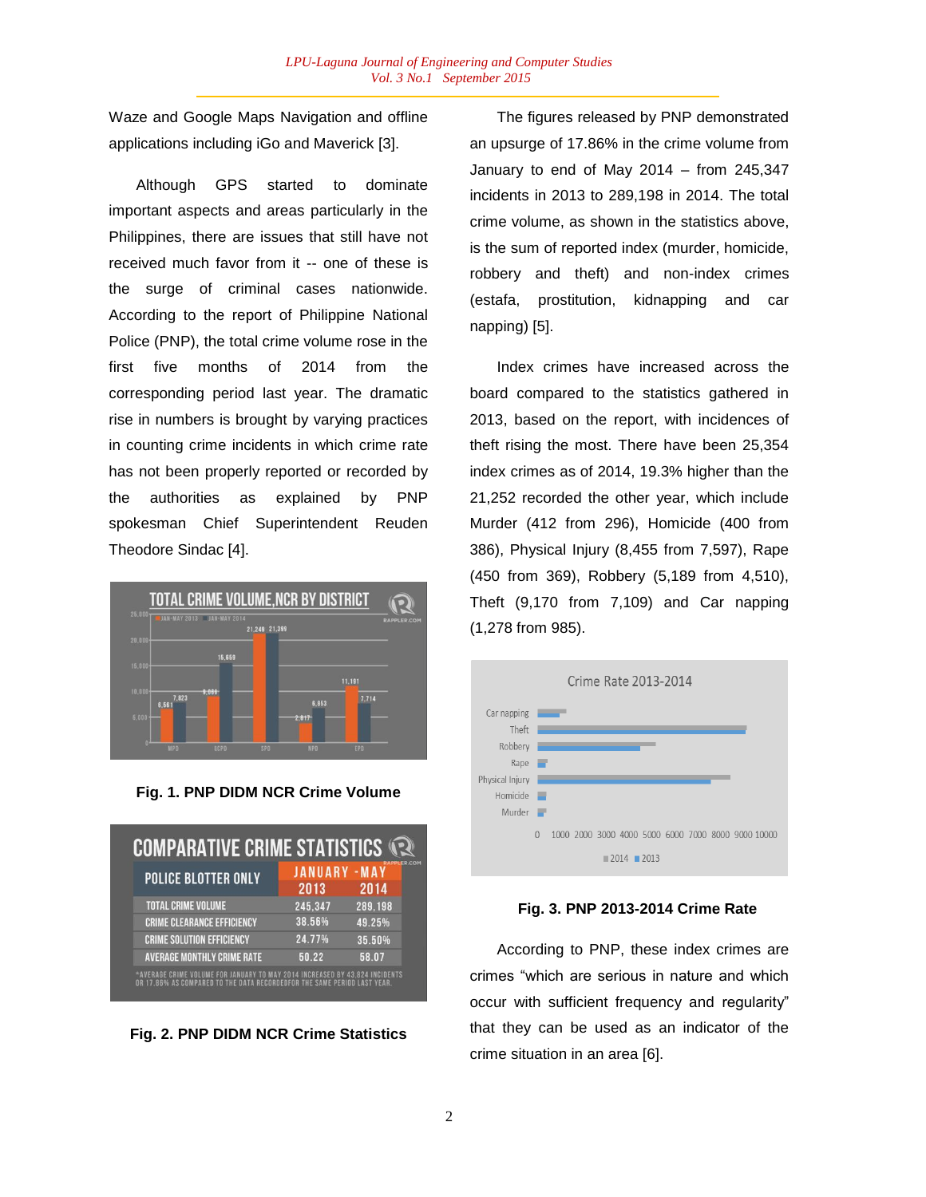Waze and Google Maps Navigation and offline applications including iGo and Maverick [3].

Although GPS started to dominate important aspects and areas particularly in the Philippines, there are issues that still have not received much favor from it -- one of these is the surge of criminal cases nationwide. According to the report of Philippine National Police (PNP), the total crime volume rose in the first five months of 2014 from the corresponding period last year. The dramatic rise in numbers is brought by varying practices in counting crime incidents in which crime rate has not been properly reported or recorded by the authorities as explained by PNP spokesman Chief Superintendent Reuden Theodore Sindac [4].

**Fig. 1. PNP DIDM NCR Crime Volume**

**Fig. 2. PNP DIDM NCR Crime Statistics**

The figures released by PNP demonstrated an upsurge of 17.86% in the crime volume from January to end of May 2014 – from 245,347 incidents in 2013 to 289,198 in 2014. The total crime volume, as shown in the statistics above, is the sum of reported index (murder, homicide, robbery and theft) and non-index crimes (estafa, prostitution, kidnapping and car napping) [5].

Index crimes have increased across the board compared to the statistics gathered in 2013, based on the report, with incidences of theft rising the most. There have been 25,354 index crimes as of 2014, 19.3% higher than the 21,252 recorded the other year, which include Murder (412 from 296), Homicide (400 from 386), Physical Injury (8,455 from 7,597), Rape (450 from 369), Robbery (5,189 from 4,510), Theft (9,170 from 7,109) and Car napping (1,278 from 985).

**Fig. 3. PNP 2013-2014 Crime Rate**

According to PNP, these index crimes are crimes "which are serious in nature and which occur with sufficient frequency and regularity" that they can be used as an indicator of the crime situation in an area [6].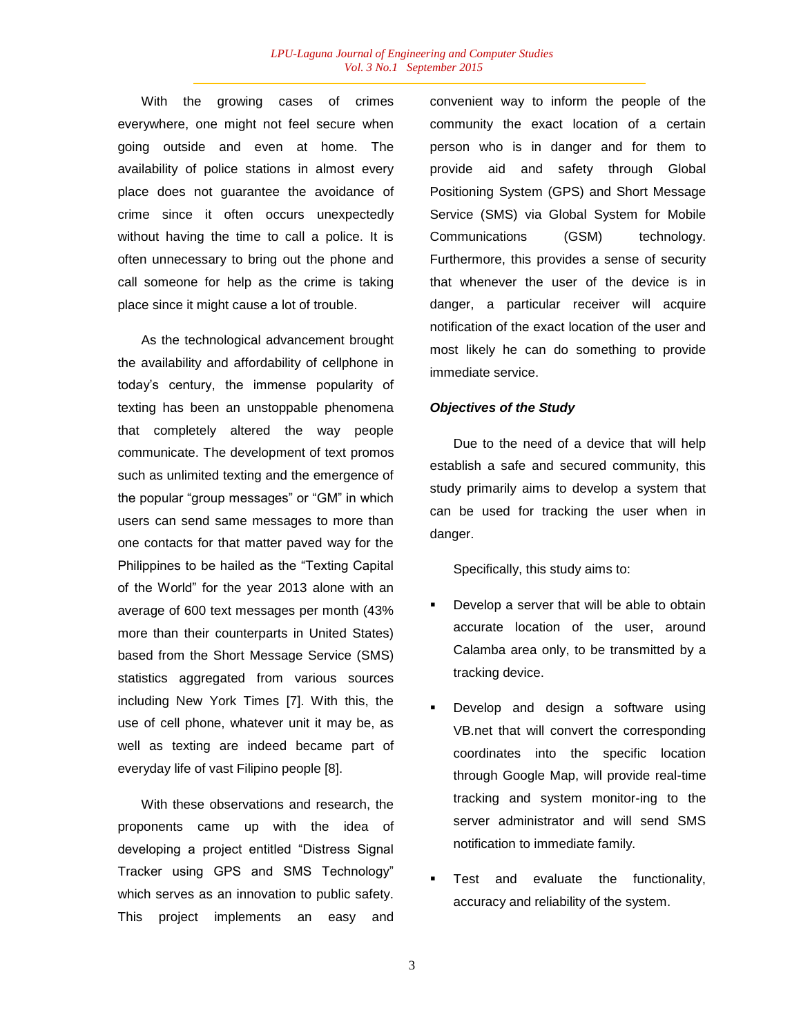With the growing cases of crimes everywhere, one might not feel secure when going outside and even at home. The availability of police stations in almost every place does not guarantee the avoidance of crime since it often occurs unexpectedly without having the time to call a police. It is often unnecessary to bring out the phone and call someone for help as the crime is taking place since it might cause a lot of trouble.

As the technological advancement brought the availability and affordability of cellphone in today's century, the immense popularity of texting has been an unstoppable phenomena that completely altered the way people communicate. The development of text promos such as unlimited texting and the emergence of the popular "group messages" or "GM" in which users can send same messages to more than one contacts for that matter paved way for the Philippines to be hailed as the "Texting Capital of the World" for the year 2013 alone with an average of 600 text messages per month (43% more than their counterparts in United States) based from the Short Message Service (SMS) statistics aggregated from various sources including New York Times [7]. With this, the use of cell phone, whatever unit it may be, as well as texting are indeed became part of everyday life of vast Filipino people [8].

With these observations and research, the proponents came up with the idea of developing a project entitled "Distress Signal Tracker using GPS and SMS Technology" which serves as an innovation to public safety. This project implements an easy and convenient way to inform the people of the community the exact location of a certain person who is in danger and for them to provide aid and safety through Global Positioning System (GPS) and Short Message Service (SMS) via Global System for Mobile Communications (GSM) technology. Furthermore, this provides a sense of security that whenever the user of the device is in danger, a particular receiver will acquire notification of the exact location of the user and most likely he can do something to provide immediate service.

### *Objectives of the Study*

Due to the need of a device that will help establish a safe and secured community, this study primarily aims to develop a system that can be used for tracking the user when in danger.

Specifically, this study aims to:

- Develop a server that will be able to obtain accurate location of the user, around Calamba area only, to be transmitted by a tracking device.
- Develop and design a software using VB.net that will convert the corresponding coordinates into the specific location through Google Map, will provide real-time tracking and system monitor-ing to the server administrator and will send SMS notification to immediate family.
- Test and evaluate the functionality, accuracy and reliability of the system.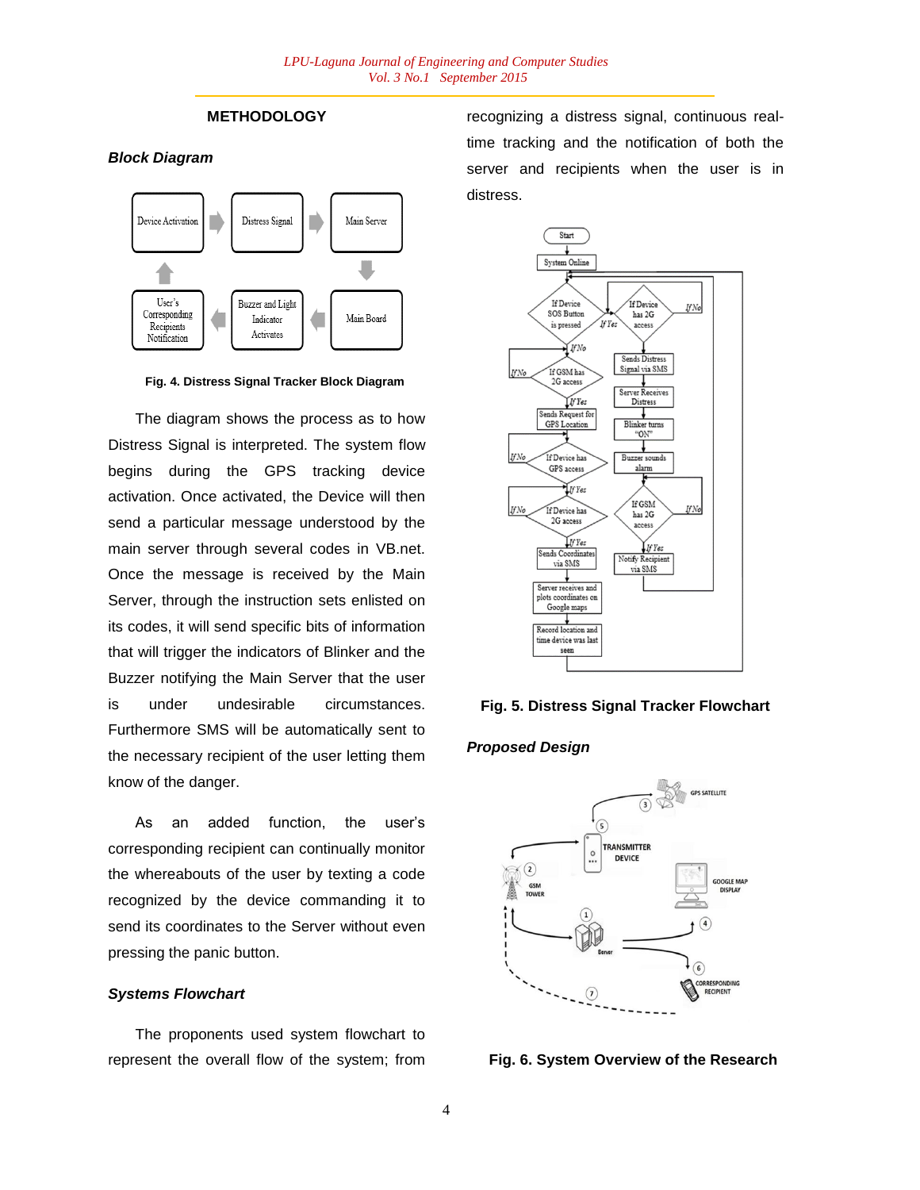## METHODOLOGY

### *Block Diagram*

Fig. 4. Distress Signal Tracker Block Diagram

The diagram shows the process as to how Distress Signal is interpreted. The system flow begins during the GPS tracking device activation. Once activated, the Device will then send a particular message understood by the main server through several codes in VB.net. Once the message is received by the Main Server, through the instruction sets enlisted on its codes, it will send specific bits of information that will trigger the indicators of Blinker and the Buzzer notifying the Main Server that the user is under undesirable circumstances. Furthermore SMS will be automatically sent to the necessary recipient of the user letting them know of the danger.

As an added function, the user's corresponding recipient can continually monitor the whereabouts of the user by texting a code recognized by the device commanding it to send its coordinates to the Server without even pressing the panic button.

### *Systems Flowchart*

The proponents used system flowchart to represent the overall flow of the system; from recognizing a distress signal, continuous real-time tracking and the notification of both the server and recipients when the user is in distress.

Fig. 5. Distress Signal Tracker Flowchart

### *Proposed Design*

Fig. 6. System Overview of the Research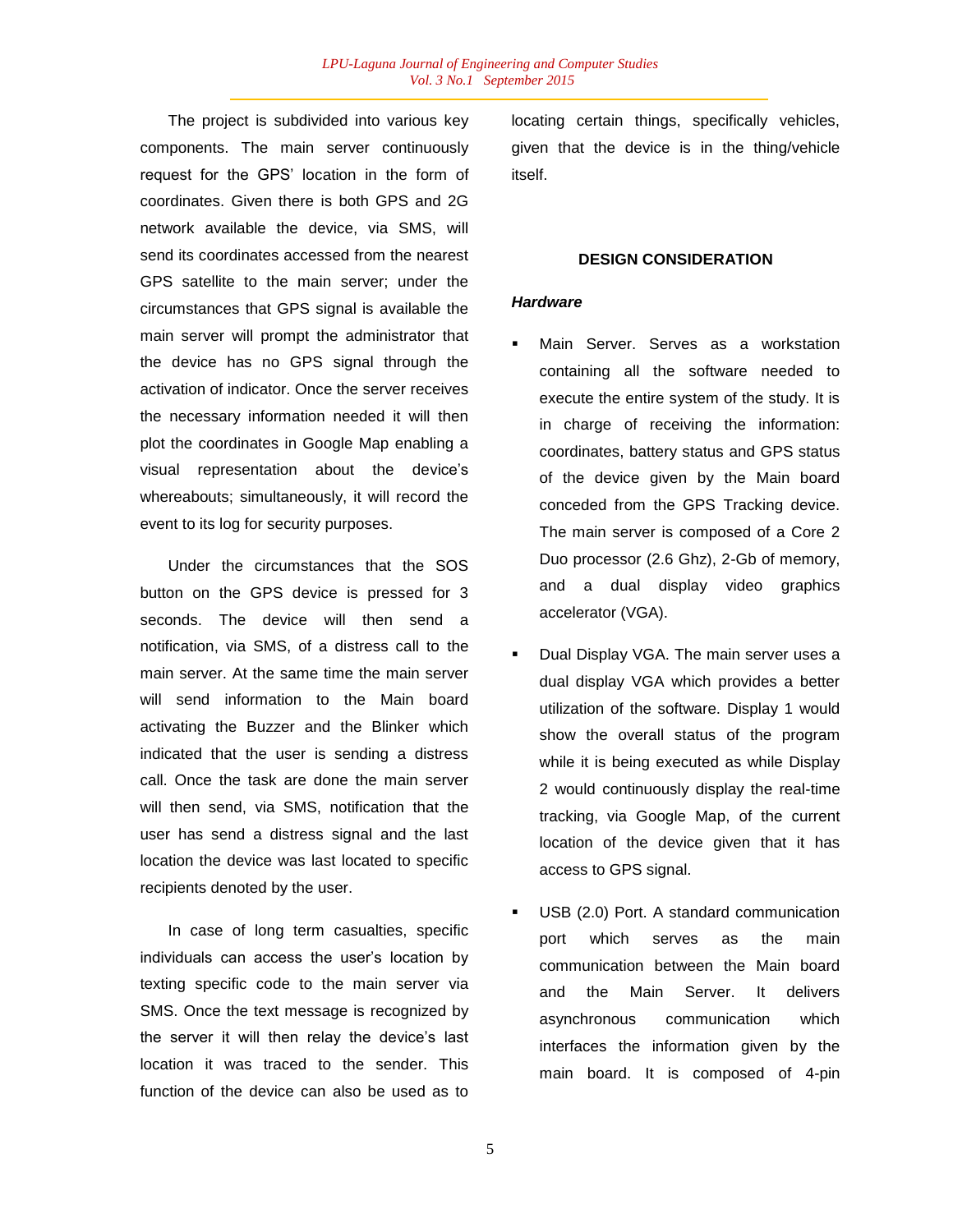The project is subdivided into various key components. The main server continuously request for the GPS' location in the form of coordinates. Given there is both GPS and 2G network available the device, via SMS, will send its coordinates accessed from the nearest GPS satellite to the main server; under the circumstances that GPS signal is available the main server will prompt the administrator that the device has no GPS signal through the activation of indicator. Once the server receives the necessary information needed it will then plot the coordinates in Google Map enabling a visual representation about the device's whereabouts; simultaneously, it will record the event to its log for security purposes.

Under the circumstances that the SOS button on the GPS device is pressed for 3 seconds. The device will then send a notification, via SMS, of a distress call to the main server. At the same time the main server will send information to the Main board activating the Buzzer and the Blinker which indicated that the user is sending a distress call. Once the task are done the main server will then send, via SMS, notification that the user has send a distress signal and the last location the device was last located to specific recipients denoted by the user.

In case of long term casualties, specific individuals can access the user's location by texting specific code to the main server via SMS. Once the text message is recognized by the server it will then relay the device's last location it was traced to the sender. This function of the device can also be used as to locating certain things, specifically vehicles, given that the device is in the thing/vehicle itself.

## DESIGN CONSIDERATION

### *Hardware*

- Main Server. Serves as a workstation containing all the software needed to execute the entire system of the study. It is in charge of receiving the information: coordinates, battery status and GPS status of the device given by the Main board conceded from the GPS Tracking device. The main server is composed of a Core 2 Duo processor (2.6 Ghz), 2-Gb of memory, and a dual display video graphics accelerator (VGA).
- Dual Display VGA. The main server uses a dual display VGA which provides a better utilization of the software. Display 1 would show the overall status of the program while it is being executed as while Display 2 would continuously display the real-time tracking, via Google Map, of the current location of the device given that it has access to GPS signal.
- USB (2.0) Port. A standard communication port which serves as the main communication between the Main board and the Main Server. It delivers asynchronous communication which interfaces the information given by the main board. It is composed of 4-pin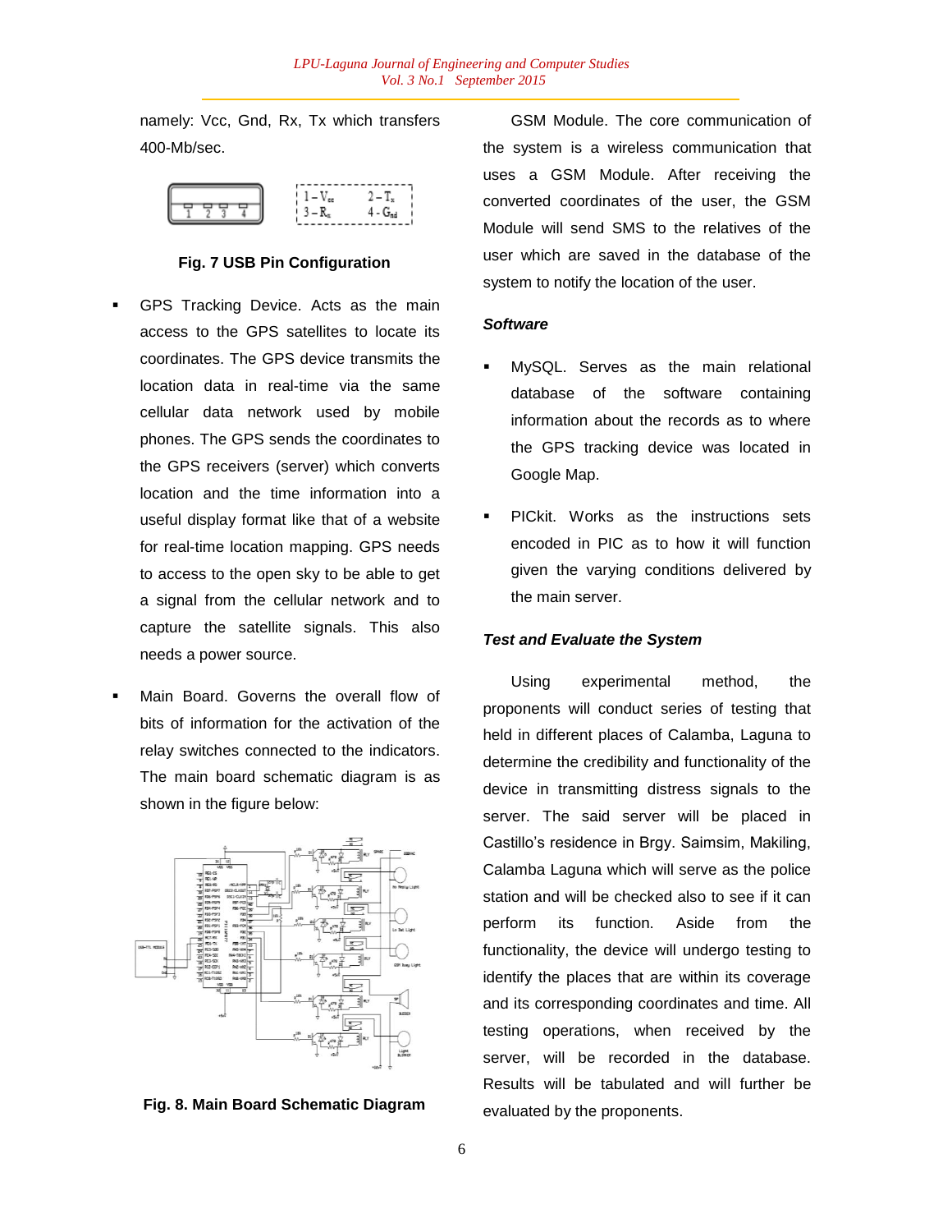namely: Vcc, Gnd, Rx, Tx which transfers 400-Mb/sec.

**Fig. 7 USB Pin Configuration**

- GPS Tracking Device. Acts as the main access to the GPS satellites to locate its coordinates. The GPS device transmits the location data in real-time via the same cellular data network used by mobile phones. The GPS sends the coordinates to the GPS receivers (server) which converts location and the time information into a useful display format like that of a website for real-time location mapping. GPS needs to access to the open sky to be able to get a signal from the cellular network and to capture the satellite signals. This also needs a power source.
- Main Board. Governs the overall flow of bits of information for the activation of the relay switches connected to the indicators. The main board schematic diagram is as shown in the figure below:

**Fig. 8. Main Board Schematic Diagram**

GSM Module. The core communication of the system is a wireless communication that uses a GSM Module. After receiving the converted coordinates of the user, the GSM Module will send SMS to the relatives of the user which are saved in the database of the system to notify the location of the user.

### *Software*

- MySQL. Serves as the main relational database of the software containing information about the records as to where the GPS tracking device was located in Google Map.
- PICkit. Works as the instructions sets encoded in PIC as to how it will function given the varying conditions delivered by the main server.

### *Test and Evaluate the System*

Using experimental method, the proponents will conduct series of testing that held in different places of Calamba, Laguna to determine the credibility and functionality of the device in transmitting distress signals to the server. The said server will be placed in Castillo's residence in Brgy. Saimsim, Makiling, Calamba Laguna which will serve as the police station and will be checked also to see if it can perform its function. Aside from the functionality, the device will undergo testing to identify the places that are within its coverage and its corresponding coordinates and time. All testing operations, when received by the server, will be recorded in the database. Results will be tabulated and will further be evaluated by the proponents.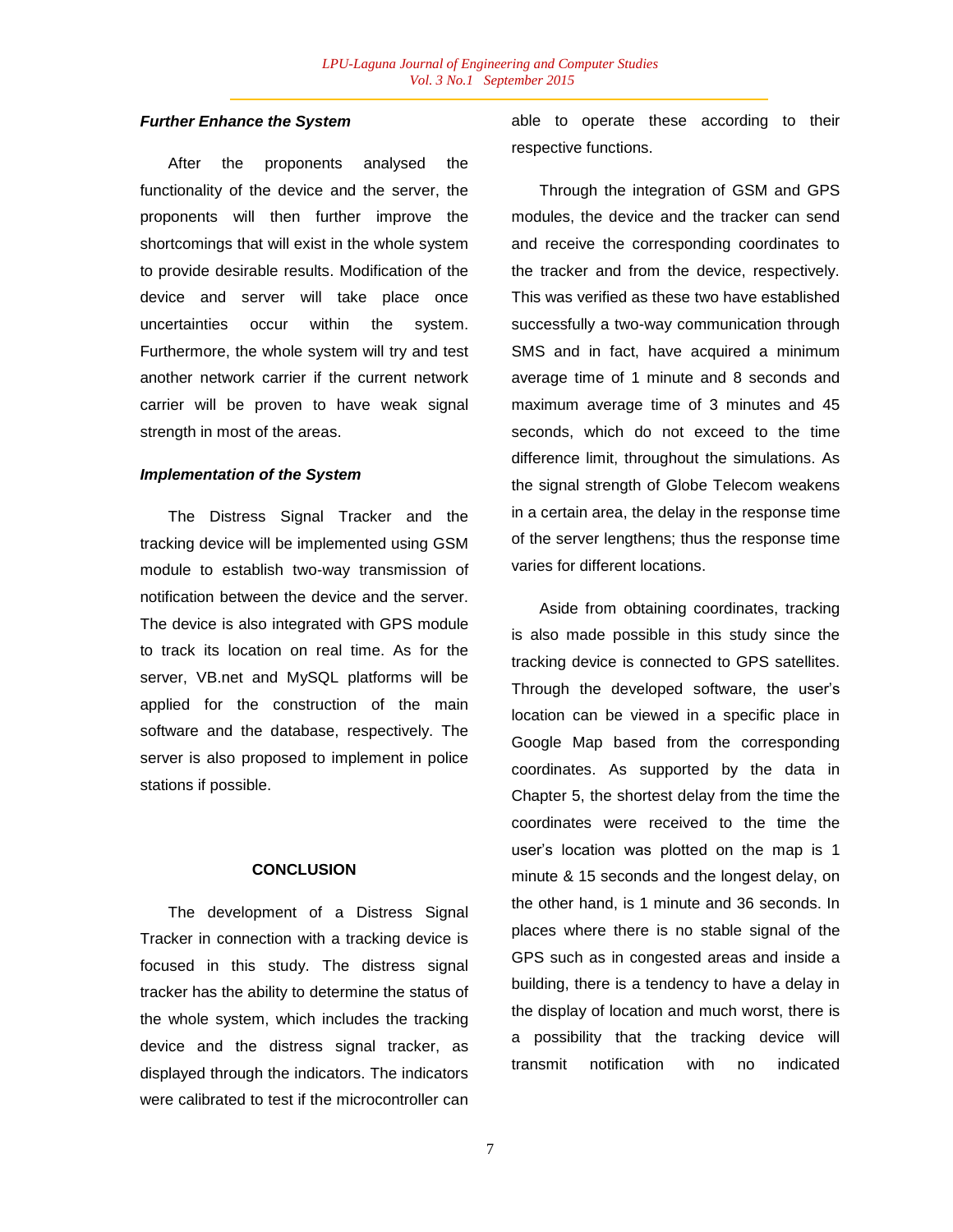### *Further Enhance the System*

After the proponents analysed the functionality of the device and the server, the proponents will then further improve the shortcomings that will exist in the whole system to provide desirable results. Modification of the device and server will take place once uncertainties occur within the system. Furthermore, the whole system will try and test another network carrier if the current network carrier will be proven to have weak signal strength in most of the areas.

### *Implementation of the System*

The Distress Signal Tracker and the tracking device will be implemented using GSM module to establish two-way transmission of notification between the device and the server. The device is also integrated with GPS module to track its location on real time. As for the server, VB.net and MySQL platforms will be applied for the construction of the main software and the database, respectively. The server is also proposed to implement in police stations if possible.

## CONCLUSION

The development of a Distress Signal Tracker in connection with a tracking device is focused in this study. The distress signal tracker has the ability to determine the status of the whole system, which includes the tracking device and the distress signal tracker, as displayed through the indicators. The indicators were calibrated to test if the microcontroller can able to operate these according to their respective functions.

Through the integration of GSM and GPS modules, the device and the tracker can send and receive the corresponding coordinates to the tracker and from the device, respectively. This was verified as these two have established successfully a two-way communication through SMS and in fact, have acquired a minimum average time of 1 minute and 8 seconds and maximum average time of 3 minutes and 45 seconds, which do not exceed to the time difference limit, throughout the simulations. As the signal strength of Globe Telecom weakens in a certain area, the delay in the response time of the server lengthens; thus the response time varies for different locations.

Aside from obtaining coordinates, tracking is also made possible in this study since the tracking device is connected to GPS satellites. Through the developed software, the user's location can be viewed in a specific place in Google Map based from the corresponding coordinates. As supported by the data in Chapter 5, the shortest delay from the time the coordinates were received to the time the user's location was plotted on the map is 1 minute & 15 seconds and the longest delay, on the other hand, is 1 minute and 36 seconds. In places where there is no stable signal of the GPS such as in congested areas and inside a building, there is a tendency to have a delay in the display of location and much worst, there is a possibility that the tracking device will transmit notification with no indicated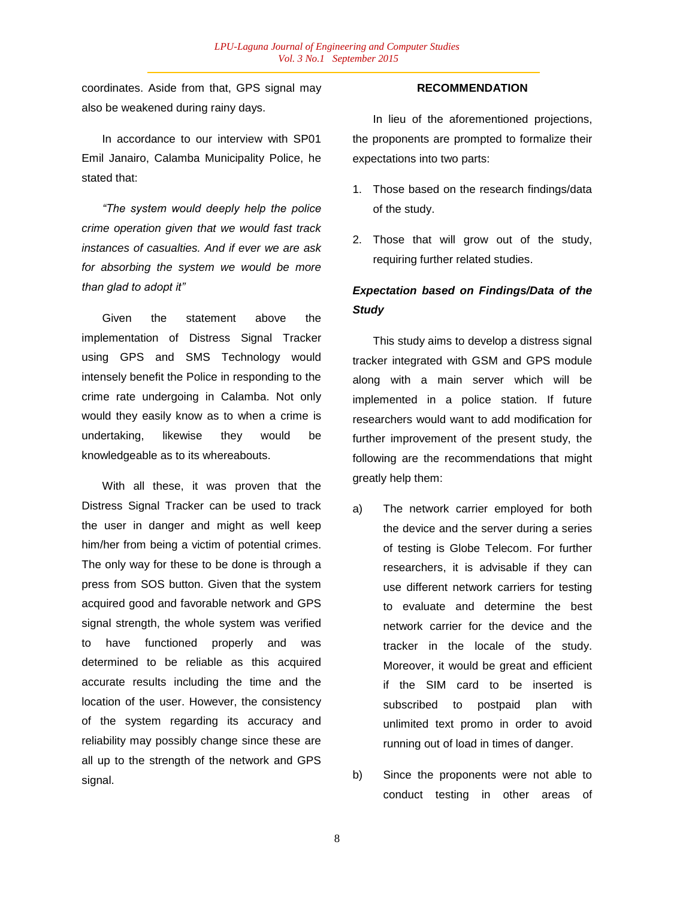coordinates. Aside from that, GPS signal may also be weakened during rainy days.

In accordance to our interview with SP01 Emil Janairo, Calamba Municipality Police, he stated that:

*"The system would deeply help the police crime operation given that we would fast track instances of casualties. And if ever we are ask for absorbing the system we would be more than glad to adopt it"*

Given the statement above the implementation of Distress Signal Tracker using GPS and SMS Technology would intensely benefit the Police in responding to the crime rate undergoing in Calamba. Not only would they easily know as to when a crime is undertaking, likewise they would be knowledgeable as to its whereabouts.

With all these, it was proven that the Distress Signal Tracker can be used to track the user in danger and might as well keep him/her from being a victim of potential crimes. The only way for these to be done is through a press from SOS button. Given that the system acquired good and favorable network and GPS signal strength, the whole system was verified to have functioned properly and was determined to be reliable as this acquired accurate results including the time and the location of the user. However, the consistency of the system regarding its accuracy and reliability may possibly change since these are all up to the strength of the network and GPS signal.

## RECOMMENDATION

In lieu of the aforementioned projections, the proponents are prompted to formalize their expectations into two parts:

1. Those based on the research findings/data of the study.
2. Those that will grow out of the study, requiring further related studies.

### *Expectation based on Findings/Data of the Study*

This study aims to develop a distress signal tracker integrated with GSM and GPS module along with a main server which will be implemented in a police station. If future researchers would want to add modification for further improvement of the present study, the following are the recommendations that might greatly help them:

a) The network carrier employed for both the device and the server during a series of testing is Globe Telecom. For further researchers, it is advisable if they can use different network carriers for testing to evaluate and determine the best network carrier for the device and the tracker in the locale of the study. Moreover, it would be great and efficient if the SIM card to be inserted is subscribed to postpaid plan with unlimited text promo in order to avoid running out of load in times of danger.

b) Since the proponents were not able to conduct testing in other areas of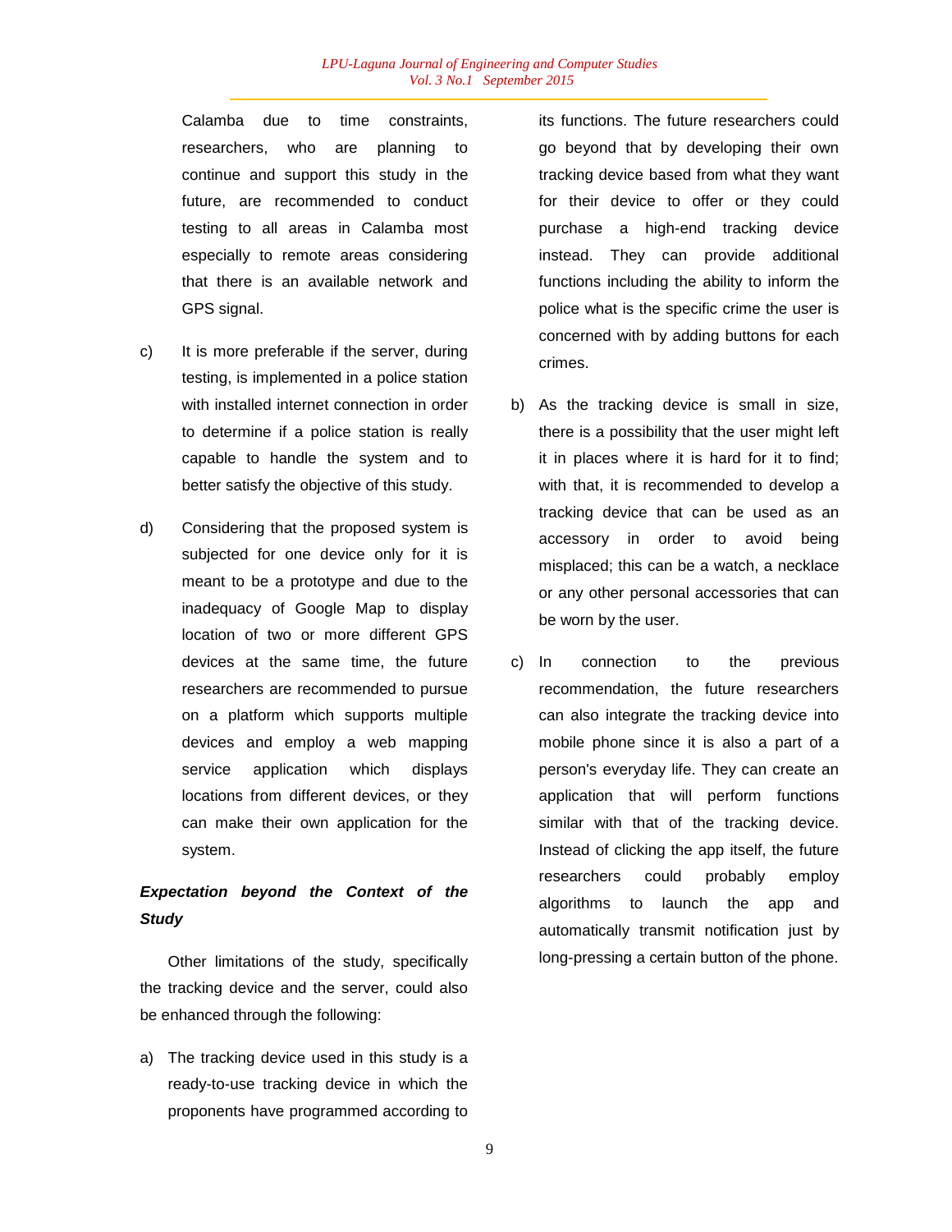Calamba due to time constraints, researchers, who are planning to continue and support this study in the future, are recommended to conduct testing to all areas in Calamba most especially to remote areas considering that there is an available network and GPS signal.

c) It is more preferable if the server, during testing, is implemented in a police station with installed internet connection in order to determine if a police station is really capable to handle the system and to better satisfy the objective of this study.

d) Considering that the proposed system is subjected for one device only for it is meant to be a prototype and due to the inadequacy of Google Map to display location of two or more different GPS devices at the same time, the future researchers are recommended to pursue on a platform which supports multiple devices and employ a web mapping service application which displays locations from different devices, or they can make their own application for the system.

***Expectation beyond the Context of the Study***

Other limitations of the study, specifically the tracking device and the server, could also be enhanced through the following:

a) The tracking device used in this study is a ready-to-use tracking device in which the proponents have programmed according to its functions. The future researchers could go beyond that by developing their own tracking device based from what they want for their device to offer or they could purchase a high-end tracking device instead. They can provide additional functions including the ability to inform the police what is the specific crime the user is concerned with by adding buttons for each crimes.

b) As the tracking device is small in size, there is a possibility that the user might left it in places where it is hard for it to find; with that, it is recommended to develop a tracking device that can be used as an accessory in order to avoid being misplaced; this can be a watch, a necklace or any other personal accessories that can be worn by the user.

c) In connection to the previous recommendation, the future researchers can also integrate the tracking device into mobile phone since it is also a part of a person's everyday life. They can create an application that will perform functions similar with that of the tracking device. Instead of clicking the app itself, the future researchers could probably employ algorithms to launch the app and automatically transmit notification just by long-pressing a certain button of the phone.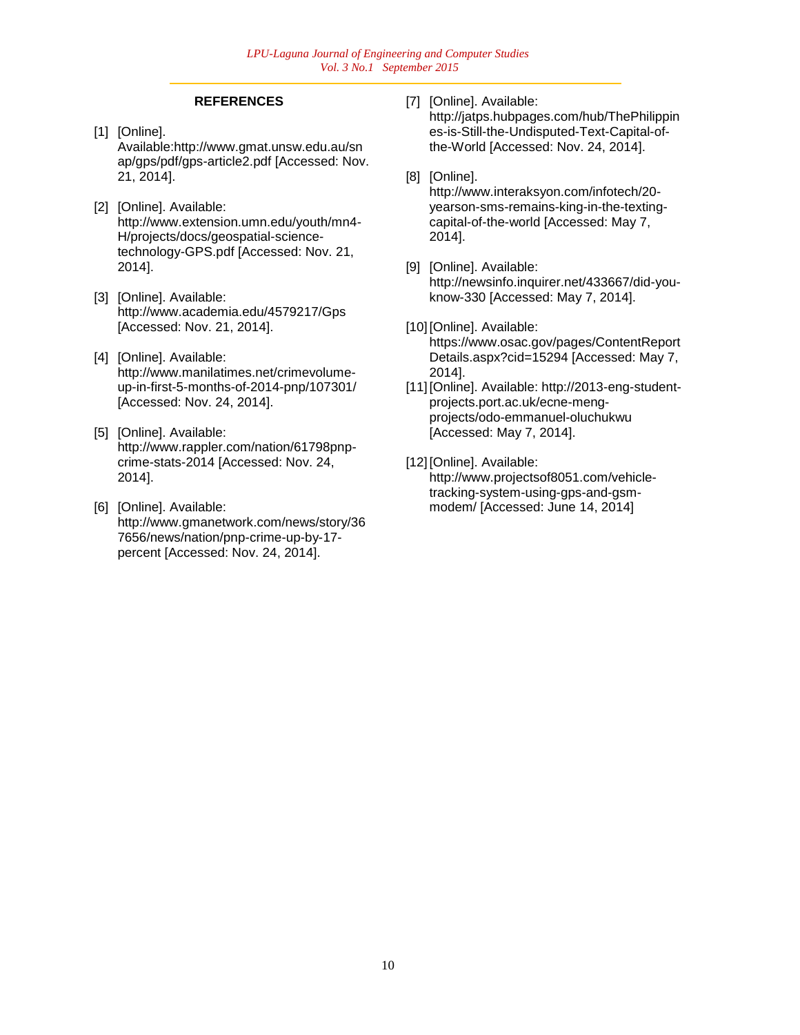## REFERENCES

[1] [Online]. Available:http://www.gmat.unsw.edu.au/snap/gps/pdf/gps-article2.pdf [Accessed: Nov. 21, 2014].

[2] [Online]. Available: http://www.extension.umn.edu/youth/mn4-H/projects/docs/geospatial-science-technology-GPS.pdf [Accessed: Nov. 21, 2014].

[3] [Online]. Available: http://www.academia.edu/4579217/Gps [Accessed: Nov. 21, 2014].

[4] [Online]. Available: http://www.manilatimes.net/crimevolume-up-in-first-5-months-of-2014-pnp/107301/ [Accessed: Nov. 24, 2014].

[5] [Online]. Available: http://www.rappler.com/nation/61798pnp-crime-stats-2014 [Accessed: Nov. 24, 2014].

[6] [Online]. Available: http://www.gmanetwork.com/news/story/367656/news/nation/pnp-crime-up-by-17-percent [Accessed: Nov. 24, 2014].

[7] [Online]. Available: http://jatps.hubpages.com/hub/ThePhilippines-is-Still-the-Undisputed-Text-Capital-of-the-World [Accessed: Nov. 24, 2014].

[8] [Online]. http://www.interaksyon.com/infotech/20-yearson-sms-remains-king-in-the-texting-capital-of-the-world [Accessed: May 7, 2014].

[9] [Online]. Available: http://newsinfo.inquirer.net/433667/did-you-know-330 [Accessed: May 7, 2014].

[10] [Online]. Available: https://www.osac.gov/pages/ContentReportDetails.aspx?cid=15294 [Accessed: May 7, 2014].

[11] [Online]. Available: http://2013-eng-student-projects.port.ac.uk/ecne-meng-projects/odo-emmanuel-oluchukwu [Accessed: May 7, 2014].

[12] [Online]. Available: http://www.projectsof8051.com/vehicle-tracking-system-using-gps-and-gsm-modem/ [Accessed: June 14, 2014]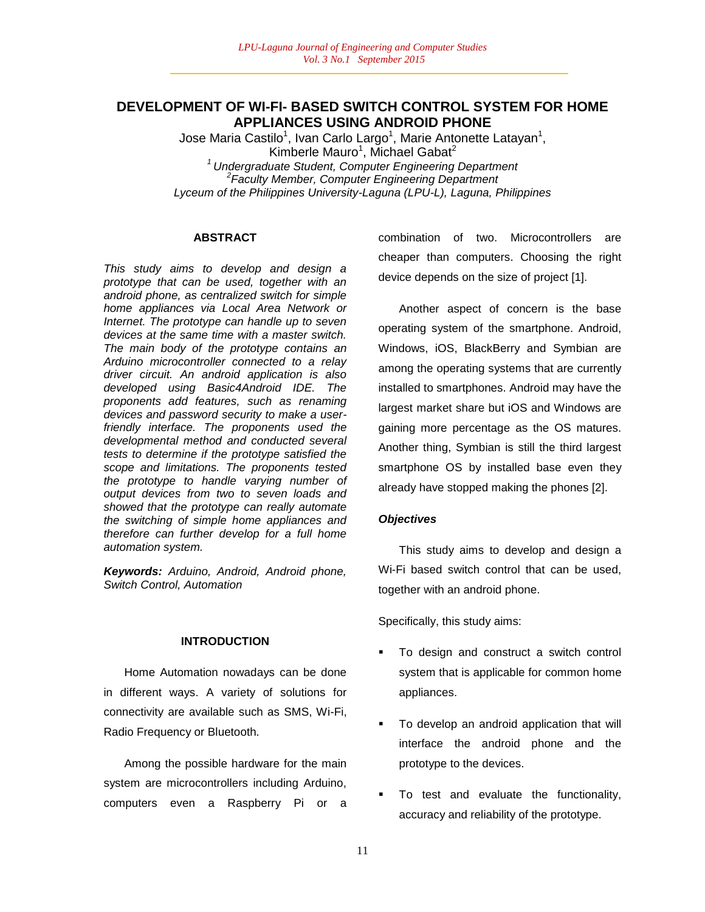# DEVELOPMENT OF WI-FI- BASED SWITCH CONTROL SYSTEM FOR HOME APPLIANCES USING ANDROID PHONE

Jose Maria Castilo[1], Ivan Carlo Largo[1], Marie Antonette Latayan[1], Kimberle Mauro[1], Michael Gabat[2]

[1] *Undergraduate Student, Computer Engineering Department*
[2] *Faculty Member, Computer Engineering Department*
*Lyceum of the Philippines University-Laguna (LPU-L), Laguna, Philippines*

## ABSTRACT

*This study aims to develop and design a prototype that can be used, together with an android phone, as centralized switch for simple home appliances via Local Area Network or Internet. The prototype can handle up to seven devices at the same time with a master switch. The main body of the prototype contains an Arduino microcontroller connected to a relay driver circuit. An android application is also developed using Basic4Android IDE. The proponents add features, such as renaming devices and password security to make a user-friendly interface. The proponents used the developmental method and conducted several tests to determine if the prototype satisfied the scope and limitations. The proponents tested the prototype to handle varying number of output devices from two to seven loads and showed that the prototype can really automate the switching of simple home appliances and therefore can further develop for a full home automation system.*

***Keywords:*** *Arduino, Android, Android phone, Switch Control, Automation*

## INTRODUCTION

Home Automation nowadays can be done in different ways. A variety of solutions for connectivity are available such as SMS, Wi-Fi, Radio Frequency or Bluetooth.

Among the possible hardware for the main system are microcontrollers including Arduino, computers even a Raspberry Pi or a combination of two. Microcontrollers are cheaper than computers. Choosing the right device depends on the size of project [1].

Another aspect of concern is the base operating system of the smartphone. Android, Windows, iOS, BlackBerry and Symbian are among the operating systems that are currently installed to smartphones. Android may have the largest market share but iOS and Windows are gaining more percentage as the OS matures. Another thing, Symbian is still the third largest smartphone OS by installed base even they already have stopped making the phones [2].

### *Objectives*

This study aims to develop and design a Wi-Fi based switch control that can be used, together with an android phone.

Specifically, this study aims:

- To design and construct a switch control system that is applicable for common home appliances.
- To develop an android application that will interface the android phone and the prototype to the devices.
- To test and evaluate the functionality, accuracy and reliability of the prototype.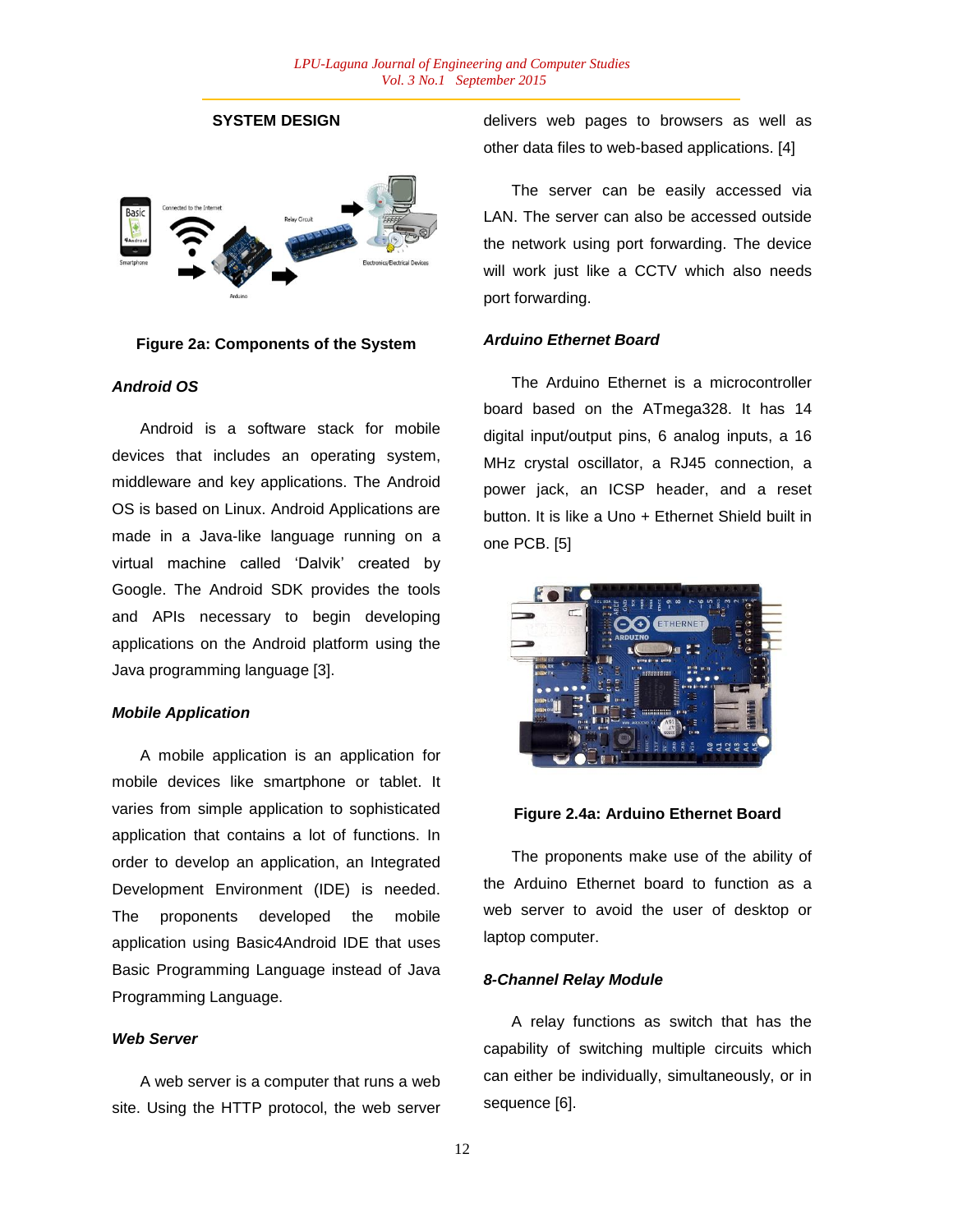## SYSTEM DESIGN

Figure 2a: Components of the System

### *Android OS*

Android is a software stack for mobile devices that includes an operating system, middleware and key applications. The Android OS is based on Linux. Android Applications are made in a Java-like language running on a virtual machine called 'Dalvik' created by Google. The Android SDK provides the tools and APIs necessary to begin developing applications on the Android platform using the Java programming language [3].

### *Mobile Application*

A mobile application is an application for mobile devices like smartphone or tablet. It varies from simple application to sophisticated application that contains a lot of functions. In order to develop an application, an Integrated Development Environment (IDE) is needed. The proponents developed the mobile application using Basic4Android IDE that uses Basic Programming Language instead of Java Programming Language.

### *Web Server*

A web server is a computer that runs a web site. Using the HTTP protocol, the web server delivers web pages to browsers as well as other data files to web-based applications. [4]

The server can be easily accessed via LAN. The server can also be accessed outside the network using port forwarding. The device will work just like a CCTV which also needs port forwarding.

### *Arduino Ethernet Board*

The Arduino Ethernet is a microcontroller board based on the ATmega328. It has 14 digital input/output pins, 6 analog inputs, a 16 MHz crystal oscillator, a RJ45 connection, a power jack, an ICSP header, and a reset button. It is like a Uno + Ethernet Shield built in one PCB. [5]

Figure 2.4a: Arduino Ethernet Board

The proponents make use of the ability of the Arduino Ethernet board to function as a web server to avoid the user of desktop or laptop computer.

### *8-Channel Relay Module*

A relay functions as switch that has the capability of switching multiple circuits which can either be individually, simultaneously, or in sequence [6].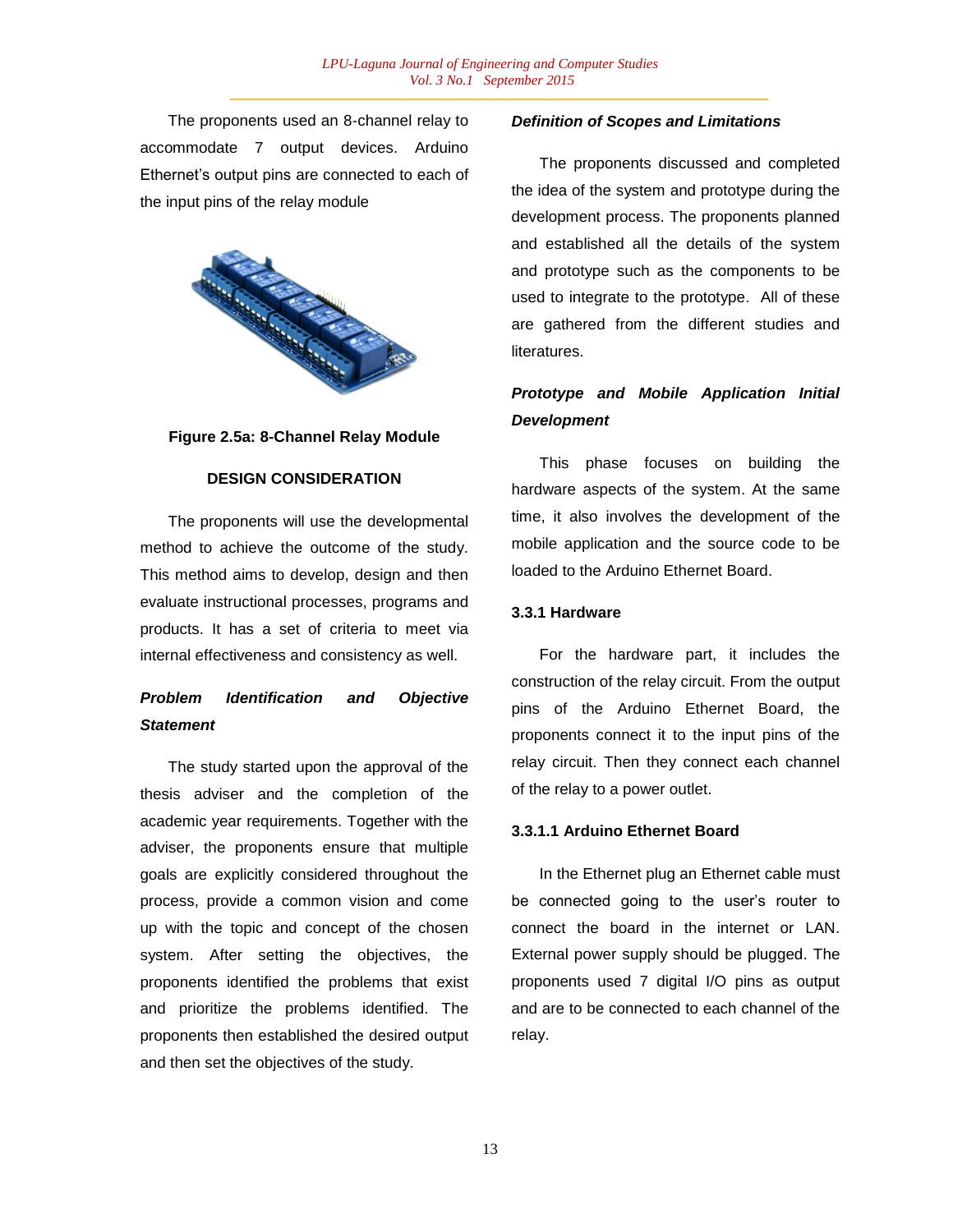The proponents used an 8-channel relay to accommodate 7 output devices. Arduino Ethernet's output pins are connected to each of the input pins of the relay module

**Figure 2.5a: 8-Channel Relay Module**

## DESIGN CONSIDERATION

The proponents will use the developmental method to achieve the outcome of the study. This method aims to develop, design and then evaluate instructional processes, programs and products. It has a set of criteria to meet via internal effectiveness and consistency as well.

### *Problem Identification and Objective Statement*

The study started upon the approval of the thesis adviser and the completion of the academic year requirements. Together with the adviser, the proponents ensure that multiple goals are explicitly considered throughout the process, provide a common vision and come up with the topic and concept of the chosen system. After setting the objectives, the proponents identified the problems that exist and prioritize the problems identified. The proponents then established the desired output and then set the objectives of the study.

### *Definition of Scopes and Limitations*

The proponents discussed and completed the idea of the system and prototype during the development process. The proponents planned and established all the details of the system and prototype such as the components to be used to integrate to the prototype. All of these are gathered from the different studies and literatures.

### *Prototype and Mobile Application Initial Development*

This phase focuses on building the hardware aspects of the system. At the same time, it also involves the development of the mobile application and the source code to be loaded to the Arduino Ethernet Board.

### 3.3.1 Hardware

For the hardware part, it includes the construction of the relay circuit. From the output pins of the Arduino Ethernet Board, the proponents connect it to the input pins of the relay circuit. Then they connect each channel of the relay to a power outlet.

#### 3.3.1.1 Arduino Ethernet Board

In the Ethernet plug an Ethernet cable must be connected going to the user's router to connect the board in the internet or LAN. External power supply should be plugged. The proponents used 7 digital I/O pins as output and are to be connected to each channel of the relay.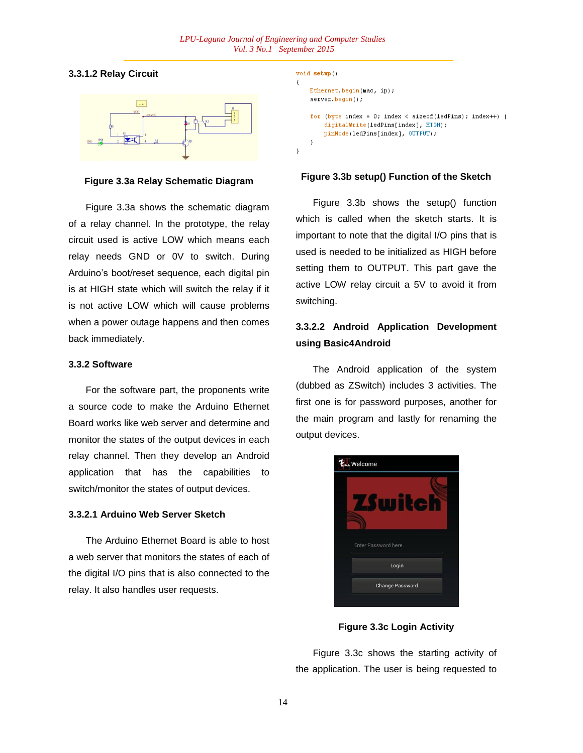#### 3.3.1.2 Relay Circuit

Figure 3.3a Relay Schematic Diagram

Figure 3.3a shows the schematic diagram of a relay channel. In the prototype, the relay circuit used is active LOW which means each relay needs GND or 0V to switch. During Arduino's boot/reset sequence, each digital pin is at HIGH state which will switch the relay if it is not active LOW which will cause problems when a power outage happens and then comes back immediately.

### 3.3.2 Software

For the software part, the proponents write a source code to make the Arduino Ethernet Board works like web server and determine and monitor the states of the output devices in each relay channel. Then they develop an Android application that has the capabilities to switch/monitor the states of output devices.

#### 3.3.2.1 Arduino Web Server Sketch

The Arduino Ethernet Board is able to host a web server that monitors the states of each of the digital I/O pins that is also connected to the relay. It also handles user requests.

```
void setup()
{
    Ethernet.begin(mac, ip);
    server.begin();

    for (byte index = 0; index < sizeof(ledPins); index++) {
        digitalWrite(ledPins[index], HIGH);
        pinMode(ledPins[index], OUTPUT);
    }
}
```

Figure 3.3b setup() Function of the Sketch

Figure 3.3b shows the setup() function which is called when the sketch starts. It is important to note that the digital I/O pins that is used is needed to be initialized as HIGH before setting them to OUTPUT. This part gave the active LOW relay circuit a 5V to avoid it from switching.

#### 3.3.2.2 Android Application Development using Basic4Android

The Android application of the system (dubbed as ZSwitch) includes 3 activities. The first one is for password purposes, another for the main program and lastly for renaming the output devices.

Figure 3.3c Login Activity

Figure 3.3c shows the starting activity of the application. The user is being requested to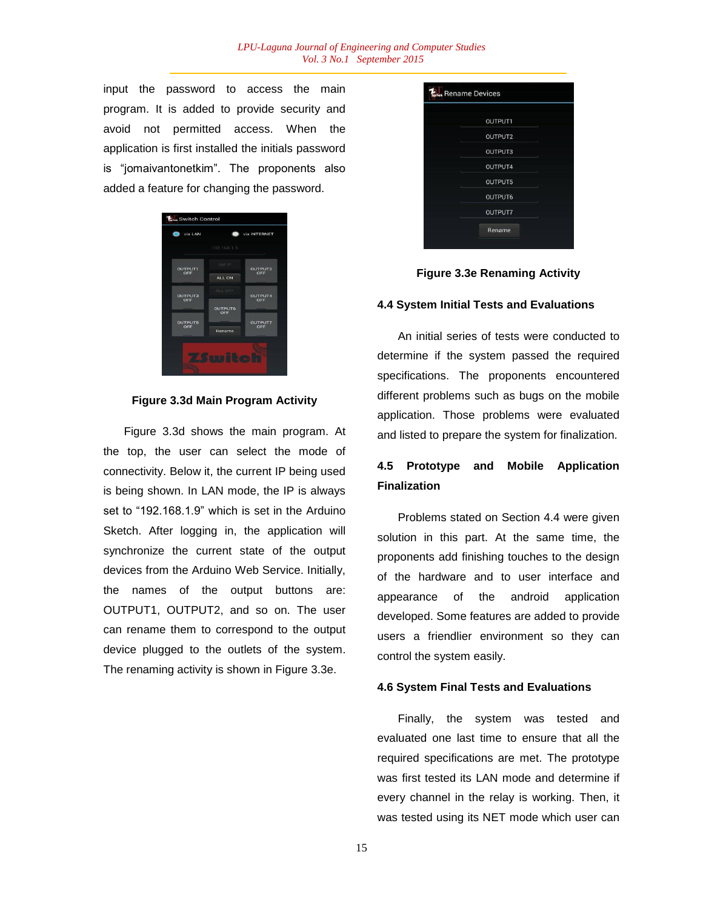input the password to access the main program. It is added to provide security and avoid not permitted access. When the application is first installed the initials password is "jomaivantonetkim". The proponents also added a feature for changing the password.

**Figure 3.3d Main Program Activity**

Figure 3.3d shows the main program. At the top, the user can select the mode of connectivity. Below it, the current IP being used is being shown. In LAN mode, the IP is always set to "192.168.1.9" which is set in the Arduino Sketch. After logging in, the application will synchronize the current state of the output devices from the Arduino Web Service. Initially, the names of the output buttons are: OUTPUT1, OUTPUT2, and so on. The user can rename them to correspond to the output device plugged to the outlets of the system. The renaming activity is shown in Figure 3.3e.

**Figure 3.3e Renaming Activity**

### 4.4 System Initial Tests and Evaluations

An initial series of tests were conducted to determine if the system passed the required specifications. The proponents encountered different problems such as bugs on the mobile application. Those problems were evaluated and listed to prepare the system for finalization.

### 4.5 Prototype and Mobile Application Finalization

Problems stated on Section 4.4 were given solution in this part. At the same time, the proponents add finishing touches to the design of the hardware and to user interface and appearance of the android application developed. Some features are added to provide users a friendlier environment so they can control the system easily.

### 4.6 System Final Tests and Evaluations

Finally, the system was tested and evaluated one last time to ensure that all the required specifications are met. The prototype was first tested its LAN mode and determine if every channel in the relay is working. Then, it was tested using its NET mode which user can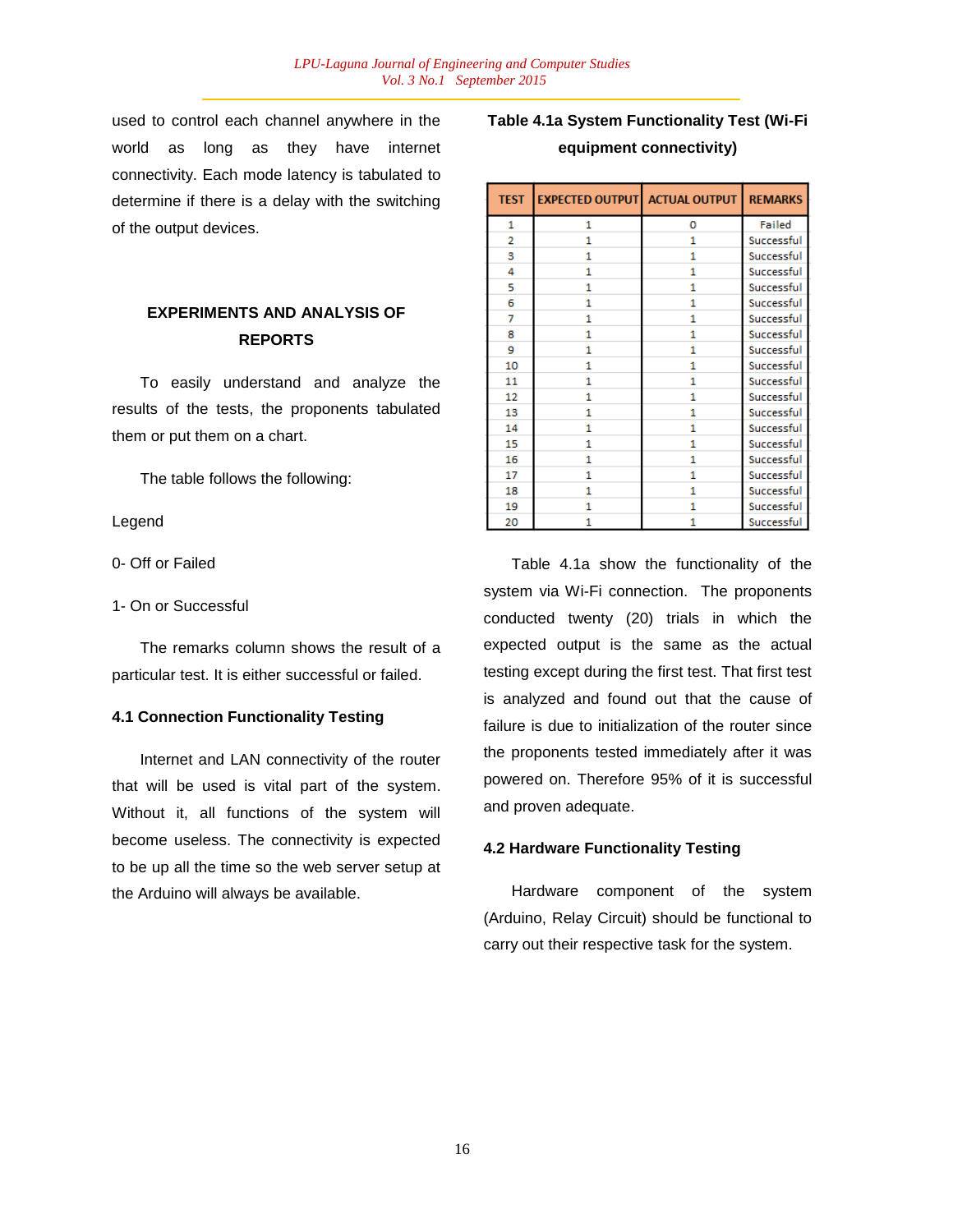used to control each channel anywhere in the world as long as they have internet connectivity. Each mode latency is tabulated to determine if there is a delay with the switching of the output devices.

## EXPERIMENTS AND ANALYSIS OF REPORTS

To easily understand and analyze the results of the tests, the proponents tabulated them or put them on a chart.

The table follows the following:

Legend

0- Off or Failed

1- On or Successful

The remarks column shows the result of a particular test. It is either successful or failed.

### 4.1 Connection Functionality Testing

Internet and LAN connectivity of the router that will be used is vital part of the system. Without it, all functions of the system will become useless. The connectivity is expected to be up all the time so the web server setup at the Arduino will always be available.

**Table 4.1a System Functionality Test (Wi-Fi equipment connectivity)**

| TEST | EXPECTED OUTPUT | ACTUAL OUTPUT | REMARKS |
|---|---|---|---|
| 1 | 1 | 0 | Failed |
| 2 | 1 | 1 | Successful |
| 3 | 1 | 1 | Successful |
| 4 | 1 | 1 | Successful |
| 5 | 1 | 1 | Successful |
| 6 | 1 | 1 | Successful |
| 7 | 1 | 1 | Successful |
| 8 | 1 | 1 | Successful |
| 9 | 1 | 1 | Successful |
| 10 | 1 | 1 | Successful |
| 11 | 1 | 1 | Successful |
| 12 | 1 | 1 | Successful |
| 13 | 1 | 1 | Successful |
| 14 | 1 | 1 | Successful |
| 15 | 1 | 1 | Successful |
| 16 | 1 | 1 | Successful |
| 17 | 1 | 1 | Successful |
| 18 | 1 | 1 | Successful |
| 19 | 1 | 1 | Successful |
| 20 | 1 | 1 | Successful |

Table 4.1a show the functionality of the system via Wi-Fi connection. The proponents conducted twenty (20) trials in which the expected output is the same as the actual testing except during the first test. That first test is analyzed and found out that the cause of failure is due to initialization of the router since the proponents tested immediately after it was powered on. Therefore 95% of it is successful and proven adequate.

### 4.2 Hardware Functionality Testing

Hardware component of the system (Arduino, Relay Circuit) should be functional to carry out their respective task for the system.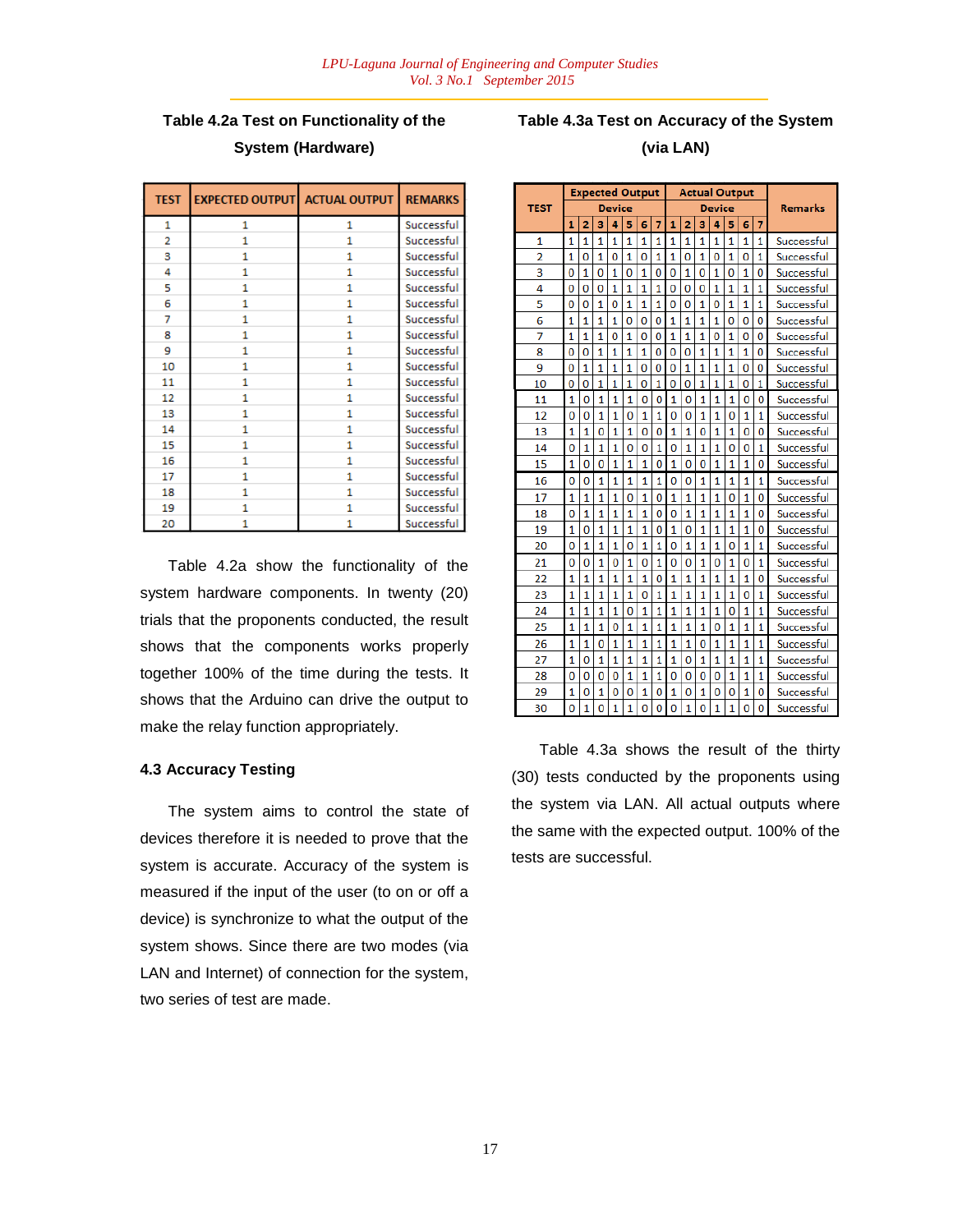**Table 4.2a Test on Functionality of the System (Hardware)**

| TEST | EXPECTED OUTPUT | ACTUAL OUTPUT | REMARKS |
|---|---|---|---|
| 1 | 1 | 1 | Successful |
| 2 | 1 | 1 | Successful |
| 3 | 1 | 1 | Successful |
| 4 | 1 | 1 | Successful |
| 5 | 1 | 1 | Successful |
| 6 | 1 | 1 | Successful |
| 7 | 1 | 1 | Successful |
| 8 | 1 | 1 | Successful |
| 9 | 1 | 1 | Successful |
| 10 | 1 | 1 | Successful |
| 11 | 1 | 1 | Successful |
| 12 | 1 | 1 | Successful |
| 13 | 1 | 1 | Successful |
| 14 | 1 | 1 | Successful |
| 15 | 1 | 1 | Successful |
| 16 | 1 | 1 | Successful |
| 17 | 1 | 1 | Successful |
| 18 | 1 | 1 | Successful |
| 19 | 1 | 1 | Successful |
| 20 | 1 | 1 | Successful |

Table 4.2a show the functionality of the system hardware components. In twenty (20) trials that the proponents conducted, the result shows that the components works properly together 100% of the time during the tests. It shows that the Arduino can drive the output to make the relay function appropriately.

### 4.3 Accuracy Testing

The system aims to control the state of devices therefore it is needed to prove that the system is accurate. Accuracy of the system is measured if the input of the user (to on or off a device) is synchronize to what the output of the system shows. Since there are two modes (via LAN and Internet) of connection for the system, two series of test are made.

**Table 4.3a Test on Accuracy of the System (via LAN)**

| TEST | Expected Output Device | | | | | | | Actual Output Device | | | | | | | Remarks |
|---|---|---|---|---|---|---|---|---|---|---|---|---|---|---|---|
| | 1 | 2 | 3 | 4 | 5 | 6 | 7 | 1 | 2 | 3 | 4 | 5 | 6 | 7 | |
| 1 | 1 | 1 | 1 | 1 | 1 | 1 | 1 | 1 | 1 | 1 | 1 | 1 | 1 | 1 | Successful |
| 2 | 1 | 0 | 1 | 0 | 1 | 0 | 1 | 1 | 0 | 1 | 0 | 1 | 0 | 1 | Successful |
| 3 | 0 | 1 | 0 | 1 | 0 | 1 | 0 | 0 | 1 | 0 | 1 | 0 | 1 | 0 | Successful |
| 4 | 0 | 0 | 0 | 1 | 1 | 1 | 1 | 0 | 0 | 0 | 1 | 1 | 1 | 1 | Successful |
| 5 | 0 | 0 | 1 | 0 | 1 | 1 | 1 | 0 | 0 | 1 | 0 | 1 | 1 | 1 | Successful |
| 6 | 1 | 1 | 1 | 1 | 0 | 0 | 0 | 1 | 1 | 1 | 1 | 0 | 0 | 0 | Successful |
| 7 | 1 | 1 | 1 | 0 | 1 | 0 | 0 | 1 | 1 | 1 | 0 | 1 | 0 | 0 | Successful |
| 8 | 0 | 0 | 1 | 1 | 1 | 1 | 0 | 0 | 0 | 1 | 1 | 1 | 1 | 0 | Successful |
| 9 | 0 | 1 | 1 | 1 | 1 | 0 | 0 | 0 | 1 | 1 | 1 | 1 | 0 | 0 | Successful |
| 10 | 0 | 0 | 1 | 1 | 1 | 0 | 1 | 0 | 0 | 1 | 1 | 1 | 0 | 1 | Successful |
| 11 | 1 | 0 | 1 | 1 | 1 | 0 | 0 | 1 | 0 | 1 | 1 | 1 | 0 | 0 | Successful |
| 12 | 0 | 0 | 1 | 1 | 0 | 1 | 1 | 0 | 0 | 1 | 1 | 0 | 1 | 1 | Successful |
| 13 | 1 | 1 | 0 | 1 | 1 | 0 | 0 | 1 | 1 | 0 | 1 | 1 | 0 | 0 | Successful |
| 14 | 0 | 1 | 1 | 1 | 0 | 0 | 1 | 0 | 1 | 1 | 1 | 0 | 0 | 1 | Successful |
| 15 | 1 | 0 | 0 | 1 | 1 | 1 | 0 | 1 | 0 | 0 | 1 | 1 | 1 | 0 | Successful |
| 16 | 0 | 0 | 1 | 1 | 1 | 1 | 1 | 0 | 0 | 1 | 1 | 1 | 1 | 1 | Successful |
| 17 | 1 | 1 | 1 | 1 | 0 | 1 | 0 | 1 | 1 | 1 | 1 | 0 | 1 | 0 | Successful |
| 18 | 0 | 1 | 1 | 1 | 1 | 1 | 0 | 0 | 1 | 1 | 1 | 1 | 1 | 0 | Successful |
| 19 | 1 | 0 | 1 | 1 | 1 | 1 | 0 | 1 | 0 | 1 | 1 | 1 | 1 | 0 | Successful |
| 20 | 0 | 1 | 1 | 1 | 0 | 1 | 1 | 0 | 1 | 1 | 1 | 0 | 1 | 1 | Successful |
| 21 | 0 | 0 | 1 | 0 | 1 | 0 | 1 | 0 | 0 | 1 | 0 | 1 | 0 | 1 | Successful |
| 22 | 1 | 1 | 1 | 1 | 1 | 1 | 0 | 1 | 1 | 1 | 1 | 1 | 1 | 0 | Successful |
| 23 | 1 | 1 | 1 | 1 | 1 | 0 | 1 | 1 | 1 | 1 | 1 | 1 | 0 | 1 | Successful |
| 24 | 1 | 1 | 1 | 1 | 0 | 1 | 1 | 1 | 1 | 1 | 1 | 0 | 1 | 1 | Successful |
| 25 | 1 | 1 | 1 | 0 | 1 | 1 | 1 | 1 | 1 | 1 | 0 | 1 | 1 | 1 | Successful |
| 26 | 1 | 1 | 0 | 1 | 1 | 1 | 1 | 1 | 1 | 0 | 1 | 1 | 1 | 1 | Successful |
| 27 | 1 | 0 | 1 | 1 | 1 | 1 | 1 | 1 | 0 | 1 | 1 | 1 | 1 | 1 | Successful |
| 28 | 0 | 0 | 0 | 0 | 1 | 1 | 1 | 0 | 0 | 0 | 0 | 1 | 1 | 1 | Successful |
| 29 | 1 | 0 | 1 | 0 | 0 | 1 | 0 | 1 | 0 | 1 | 0 | 0 | 1 | 0 | Successful |
| 30 | 0 | 1 | 0 | 1 | 1 | 0 | 0 | 0 | 1 | 0 | 1 | 1 | 0 | 0 | Successful |

Table 4.3a shows the result of the thirty (30) tests conducted by the proponents using the system via LAN. All actual outputs where the same with the expected output. 100% of the tests are successful.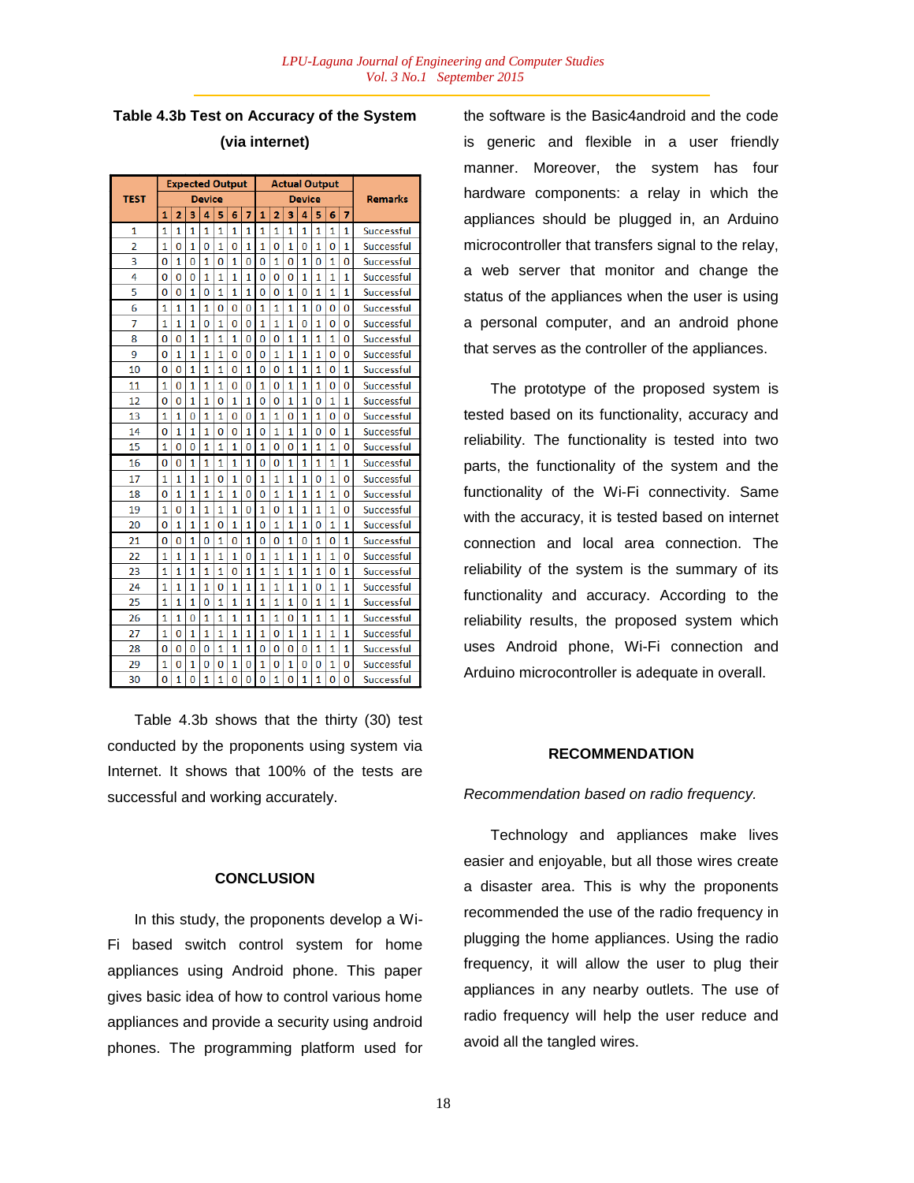**Table 4.3b Test on Accuracy of the System (via internet)**

| TEST | Expected Output | | | | | | | Actual Output | | | | | | | Remarks |
|---|---|---|---|---|---|---|---|---|---|---|---|---|---|---|---|
| | Device | | | | | | | Device | | | | | | | |
| | 1 | 2 | 3 | 4 | 5 | 6 | 7 | 1 | 2 | 3 | 4 | 5 | 6 | 7 | |
| 1 | 1 | 1 | 1 | 1 | 1 | 1 | 1 | 1 | 1 | 1 | 1 | 1 | 1 | 1 | Successful |
| 2 | 1 | 0 | 1 | 0 | 1 | 0 | 1 | 1 | 0 | 1 | 0 | 1 | 0 | 1 | Successful |
| 3 | 0 | 1 | 0 | 1 | 0 | 1 | 0 | 0 | 1 | 0 | 1 | 0 | 1 | 0 | Successful |
| 4 | 0 | 0 | 0 | 1 | 1 | 1 | 1 | 0 | 0 | 0 | 1 | 1 | 1 | 1 | Successful |
| 5 | 0 | 0 | 1 | 0 | 1 | 1 | 1 | 0 | 0 | 1 | 0 | 1 | 1 | 1 | Successful |
| 6 | 1 | 1 | 1 | 1 | 0 | 0 | 0 | 1 | 1 | 1 | 1 | 0 | 0 | 0 | Successful |
| 7 | 1 | 1 | 1 | 0 | 1 | 0 | 0 | 1 | 1 | 1 | 0 | 1 | 0 | 0 | Successful |
| 8 | 0 | 0 | 1 | 1 | 1 | 1 | 0 | 0 | 0 | 1 | 1 | 1 | 1 | 0 | Successful |
| 9 | 0 | 1 | 1 | 1 | 1 | 0 | 0 | 0 | 1 | 1 | 1 | 1 | 0 | 0 | Successful |
| 10 | 0 | 0 | 1 | 1 | 1 | 0 | 1 | 0 | 0 | 1 | 1 | 1 | 0 | 1 | Successful |
| 11 | 1 | 0 | 1 | 1 | 1 | 0 | 0 | 1 | 0 | 1 | 1 | 1 | 0 | 0 | Successful |
| 12 | 0 | 0 | 1 | 1 | 0 | 1 | 1 | 0 | 0 | 1 | 1 | 0 | 1 | 1 | Successful |
| 13 | 1 | 1 | 0 | 1 | 1 | 0 | 0 | 1 | 1 | 0 | 1 | 1 | 0 | 0 | Successful |
| 14 | 0 | 1 | 1 | 1 | 0 | 0 | 1 | 0 | 1 | 1 | 1 | 0 | 0 | 1 | Successful |
| 15 | 1 | 0 | 0 | 1 | 1 | 1 | 0 | 1 | 0 | 0 | 1 | 1 | 1 | 0 | Successful |
| 16 | 0 | 0 | 1 | 1 | 1 | 1 | 1 | 0 | 0 | 1 | 1 | 1 | 1 | 1 | Successful |
| 17 | 1 | 1 | 1 | 1 | 0 | 1 | 0 | 1 | 1 | 1 | 1 | 0 | 1 | 0 | Successful |
| 18 | 0 | 1 | 1 | 1 | 1 | 1 | 0 | 0 | 1 | 1 | 1 | 1 | 1 | 0 | Successful |
| 19 | 1 | 0 | 1 | 1 | 1 | 1 | 0 | 1 | 0 | 1 | 1 | 1 | 1 | 0 | Successful |
| 20 | 0 | 1 | 1 | 1 | 0 | 1 | 1 | 0 | 1 | 1 | 1 | 0 | 1 | 1 | Successful |
| 21 | 0 | 0 | 1 | 0 | 1 | 0 | 1 | 0 | 0 | 1 | 0 | 1 | 0 | 1 | Successful |
| 22 | 1 | 1 | 1 | 1 | 1 | 1 | 0 | 1 | 1 | 1 | 1 | 1 | 1 | 0 | Successful |
| 23 | 1 | 1 | 1 | 1 | 1 | 0 | 1 | 1 | 1 | 1 | 1 | 1 | 0 | 1 | Successful |
| 24 | 1 | 1 | 1 | 1 | 0 | 1 | 1 | 1 | 1 | 1 | 1 | 0 | 1 | 1 | Successful |
| 25 | 1 | 1 | 1 | 0 | 1 | 1 | 1 | 1 | 1 | 1 | 0 | 1 | 1 | 1 | Successful |
| 26 | 1 | 1 | 0 | 1 | 1 | 1 | 1 | 1 | 1 | 0 | 1 | 1 | 1 | 1 | Successful |
| 27 | 1 | 0 | 1 | 1 | 1 | 1 | 1 | 1 | 0 | 1 | 1 | 1 | 1 | 1 | Successful |
| 28 | 0 | 0 | 0 | 0 | 1 | 1 | 1 | 0 | 0 | 0 | 0 | 1 | 1 | 1 | Successful |
| 29 | 1 | 0 | 1 | 0 | 0 | 1 | 0 | 1 | 0 | 1 | 0 | 0 | 1 | 0 | Successful |
| 30 | 0 | 1 | 0 | 1 | 1 | 0 | 0 | 0 | 1 | 0 | 1 | 1 | 0 | 0 | Successful |

Table 4.3b shows that the thirty (30) test conducted by the proponents using system via Internet. It shows that 100% of the tests are successful and working accurately.

## CONCLUSION

In this study, the proponents develop a Wi-Fi based switch control system for home appliances using Android phone. This paper gives basic idea of how to control various home appliances and provide a security using android phones. The programming platform used for the software is the Basic4android and the code is generic and flexible in a user friendly manner. Moreover, the system has four hardware components: a relay in which the appliances should be plugged in, an Arduino microcontroller that transfers signal to the relay, a web server that monitor and change the status of the appliances when the user is using a personal computer, and an android phone that serves as the controller of the appliances.

The prototype of the proposed system is tested based on its functionality, accuracy and reliability. The functionality is tested into two parts, the functionality of the system and the functionality of the Wi-Fi connectivity. Same with the accuracy, it is tested based on internet connection and local area connection. The reliability of the system is the summary of its functionality and accuracy. According to the reliability results, the proposed system which uses Android phone, Wi-Fi connection and Arduino microcontroller is adequate in overall.

## RECOMMENDATION

*Recommendation based on radio frequency.*

Technology and appliances make lives easier and enjoyable, but all those wires create a disaster area. This is why the proponents recommended the use of the radio frequency in plugging the home appliances. Using the radio frequency, it will allow the user to plug their appliances in any nearby outlets. The use of radio frequency will help the user reduce and avoid all the tangled wires.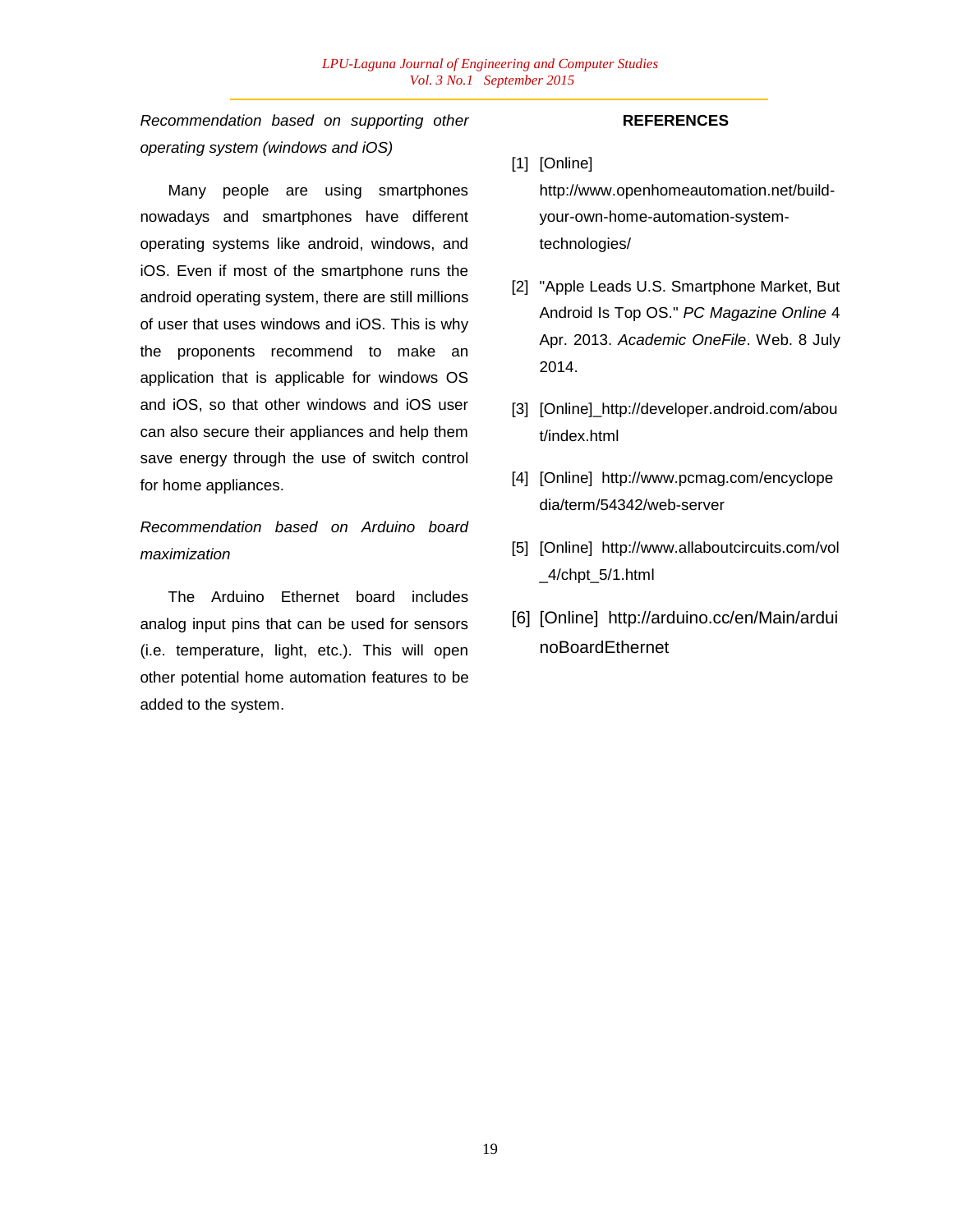*Recommendation based on supporting other operating system (windows and iOS)*

Many people are using smartphones nowadays and smartphones have different operating systems like android, windows, and iOS. Even if most of the smartphone runs the android operating system, there are still millions of user that uses windows and iOS. This is why the proponents recommend to make an application that is applicable for windows OS and iOS, so that other windows and iOS user can also secure their appliances and help them save energy through the use of switch control for home appliances.

*Recommendation based on Arduino board maximization*

The Arduino Ethernet board includes analog input pins that can be used for sensors (i.e. temperature, light, etc.). This will open other potential home automation features to be added to the system.

## REFERENCES

[1] [Online] http://www.openhomeautomation.net/build-your-own-home-automation-system-technologies/

[2] "Apple Leads U.S. Smartphone Market, But Android Is Top OS." *PC Magazine Online* 4 Apr. 2013. *Academic OneFile*. Web. 8 July 2014.

[3] [Online]_http://developer.android.com/about/index.html

[4] [Online] http://www.pcmag.com/encyclopedia/term/54342/web-server

[5] [Online] http://www.allaboutcircuits.com/vol_4/chpt_5/1.html

[6] [Online] http://arduino.cc/en/Main/arduinoBoardEthernet